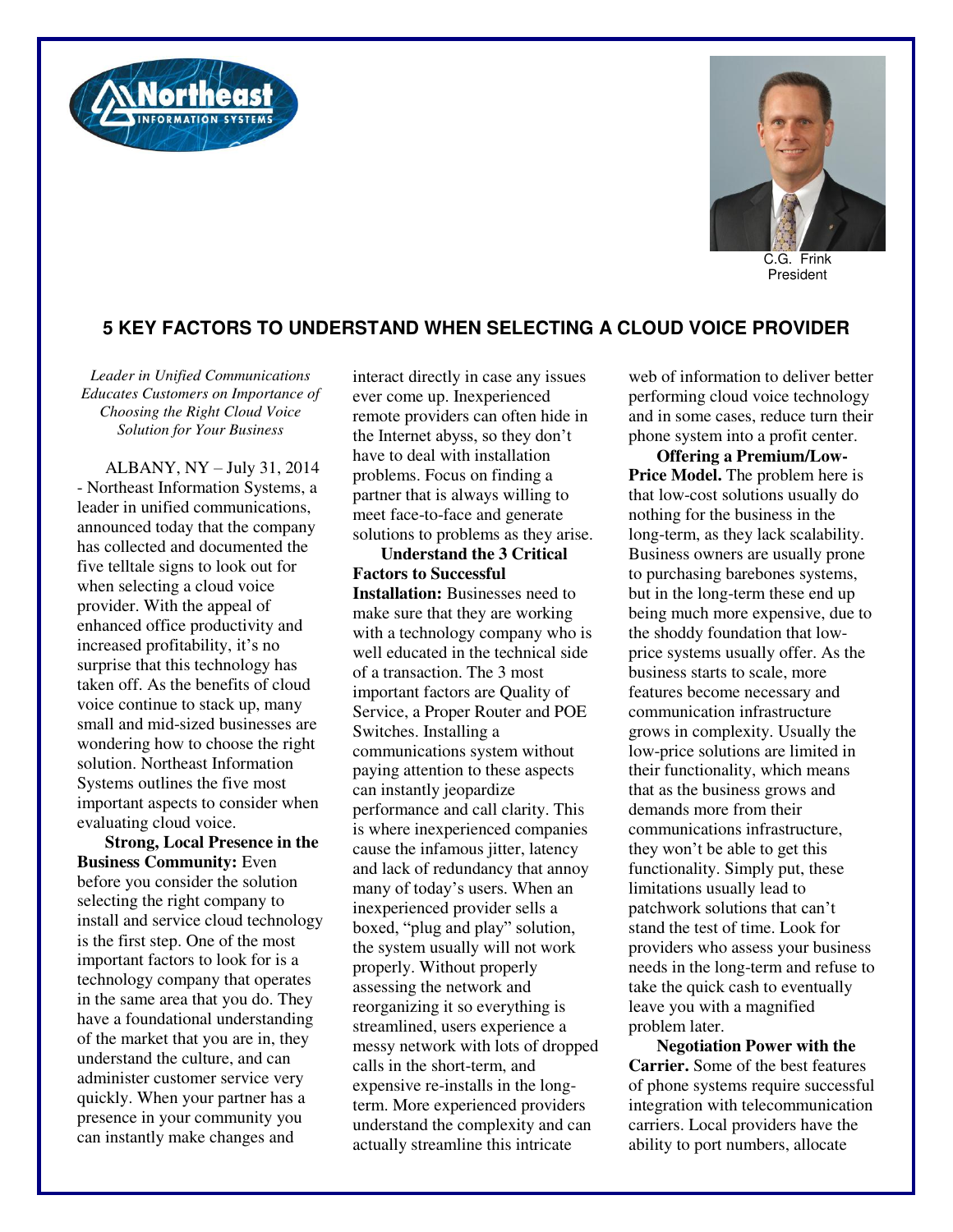C.G. Frink
President

## 5 KEY FACTORS TO UNDERSTAND WHEN SELECTING A CLOUD VOICE PROVIDER

*Leader in Unified Communications Educates Customers on Importance of Choosing the Right Cloud Voice Solution for Your Business*

ALBANY, NY – July 31, 2014 - Northeast Information Systems, a leader in unified communications, announced today that the company has collected and documented the five telltale signs to look out for when selecting a cloud voice provider. With the appeal of enhanced office productivity and increased profitability, it's no surprise that this technology has taken off. As the benefits of cloud voice continue to stack up, many small and mid-sized businesses are wondering how to choose the right solution. Northeast Information Systems outlines the five most important aspects to consider when evaluating cloud voice.

**Strong, Local Presence in the Business Community:** Even before you consider the solution selecting the right company to install and service cloud technology is the first step. One of the most important factors to look for is a technology company that operates in the same area that you do. They have a foundational understanding of the market that you are in, they understand the culture, and can administer customer service very quickly. When your partner has a presence in your community you can instantly make changes and interact directly in case any issues ever come up. Inexperienced remote providers can often hide in the Internet abyss, so they don't have to deal with installation problems. Focus on finding a partner that is always willing to meet face-to-face and generate solutions to problems as they arise.

**Understand the 3 Critical Factors to Successful Installation:** Businesses need to make sure that they are working with a technology company who is well educated in the technical side of a transaction. The 3 most important factors are Quality of Service, a Proper Router and POE Switches. Installing a communications system without paying attention to these aspects can instantly jeopardize performance and call clarity. This is where inexperienced companies cause the infamous jitter, latency and lack of redundancy that annoy many of today's users. When an inexperienced provider sells a boxed, "plug and play" solution, the system usually will not work properly. Without properly assessing the network and reorganizing it so everything is streamlined, users experience a messy network with lots of dropped calls in the short-term, and expensive re-installs in the long-term. More experienced providers understand the complexity and can actually streamline this intricate web of information to deliver better performing cloud voice technology and in some cases, reduce turn their phone system into a profit center.

**Offering a Premium/Low-Price Model.** The problem here is that low-cost solutions usually do nothing for the business in the long-term, as they lack scalability. Business owners are usually prone to purchasing barebones systems, but in the long-term these end up being much more expensive, due to the shoddy foundation that low-price systems usually offer. As the business starts to scale, more features become necessary and communication infrastructure grows in complexity. Usually the low-price solutions are limited in their functionality, which means that as the business grows and demands more from their communications infrastructure, they won't be able to get this functionality. Simply put, these limitations usually lead to patchwork solutions that can't stand the test of time. Look for providers who assess your business needs in the long-term and refuse to take the quick cash to eventually leave you with a magnified problem later.

**Negotiation Power with the Carrier.** Some of the best features of phone systems require successful integration with telecommunication carriers. Local providers have the ability to port numbers, allocate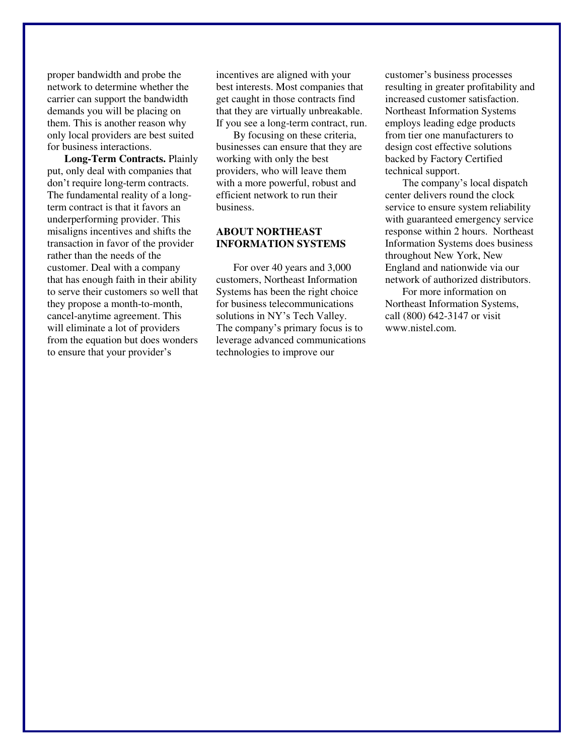proper bandwidth and probe the network to determine whether the carrier can support the bandwidth demands you will be placing on them. This is another reason why only local providers are best suited for business interactions.

**Long-Term Contracts.** Plainly put, only deal with companies that don't require long-term contracts. The fundamental reality of a long-term contract is that it favors an underperforming provider. This misaligns incentives and shifts the transaction in favor of the provider rather than the needs of the customer. Deal with a company that has enough faith in their ability to serve their customers so well that they propose a month-to-month, cancel-anytime agreement. This will eliminate a lot of providers from the equation but does wonders to ensure that your provider's incentives are aligned with your best interests. Most companies that get caught in those contracts find that they are virtually unbreakable. If you see a long-term contract, run.

By focusing on these criteria, businesses can ensure that they are working with only the best providers, who will leave them with a more powerful, robust and efficient network to run their business.

## ABOUT NORTHEAST INFORMATION SYSTEMS

For over 40 years and 3,000 customers, Northeast Information Systems has been the right choice for business telecommunications solutions in NY's Tech Valley. The company's primary focus is to leverage advanced communications technologies to improve our customer's business processes resulting in greater profitability and increased customer satisfaction. Northeast Information Systems employs leading edge products from tier one manufacturers to design cost effective solutions backed by Factory Certified technical support.

The company's local dispatch center delivers round the clock service to ensure system reliability with guaranteed emergency service response within 2 hours. Northeast Information Systems does business throughout New York, New England and nationwide via our network of authorized distributors.

For more information on Northeast Information Systems, call (800) 642-3147 or visit www.nistel.com.